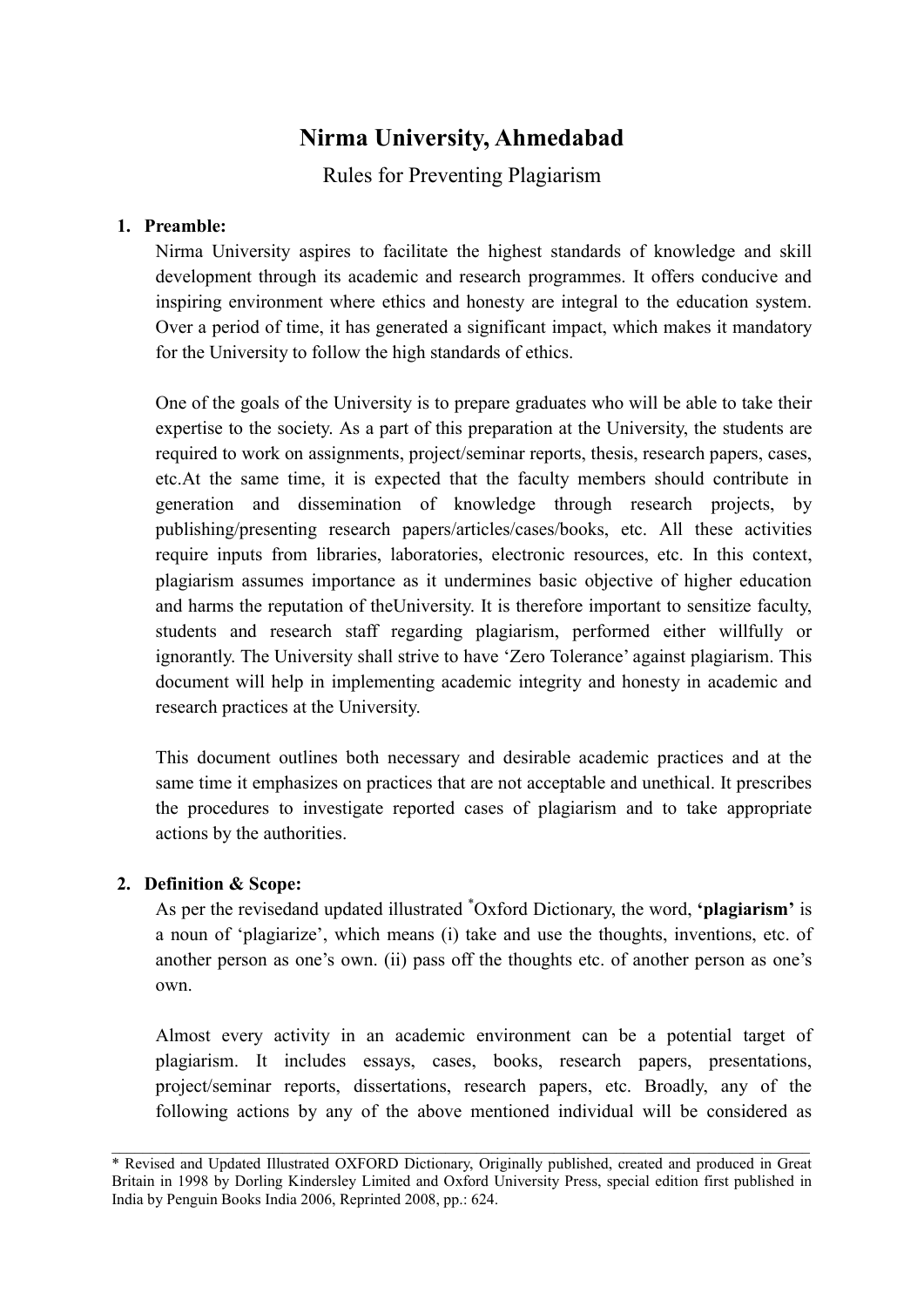# Nirma University, Ahmedabad

Rules for Preventing Plagiarism

## 1. Preamble:

Nirma University aspires to facilitate the highest standards of knowledge and skill development through its academic and research programmes. It offers conducive and inspiring environment where ethics and honesty are integral to the education system. Over a period of time, it has generated a significant impact, which makes it mandatory for the University to follow the high standards of ethics.

One of the goals of the University is to prepare graduates who will be able to take their expertise to the society. As a part of this preparation at the University, the students are required to work on assignments, project/seminar reports, thesis, research papers, cases, etc.At the same time, it is expected that the faculty members should contribute in generation and dissemination of knowledge through research projects, by publishing/presenting research papers/articles/cases/books, etc. All these activities require inputs from libraries, laboratories, electronic resources, etc. In this context, plagiarism assumes importance as it undermines basic objective of higher education and harms the reputation of theUniversity. It is therefore important to sensitize faculty, students and research staff regarding plagiarism, performed either willfully or ignorantly. The University shall strive to have 'Zero Tolerance' against plagiarism. This document will help in implementing academic integrity and honesty in academic and research practices at the University.

This document outlines both necessary and desirable academic practices and at the same time it emphasizes on practices that are not acceptable and unethical. It prescribes the procedures to investigate reported cases of plagiarism and to take appropriate actions by the authorities.

## 2. Definition & Scope:

As per the revisedand updated illustrated *Oxford Dictionary, the word, **'plagiarism'** is a noun of 'plagiarize', which means (i) take and use the thoughts, inventions, etc. of another person as one's own. (ii) pass off the thoughts etc. of another person as one's own.

Almost every activity in an academic environment can be a potential target of plagiarism. It includes essays, cases, books, research papers, presentations, project/seminar reports, dissertations, research papers, etc. Broadly, any of the following actions by any of the above mentioned individual will be considered as

---

* Revised and Updated Illustrated OXFORD Dictionary, Originally published, created and produced in Great Britain in 1998 by Dorling Kindersley Limited and Oxford University Press, special edition first published in India by Penguin Books India 2006, Reprinted 2008, pp.: 624.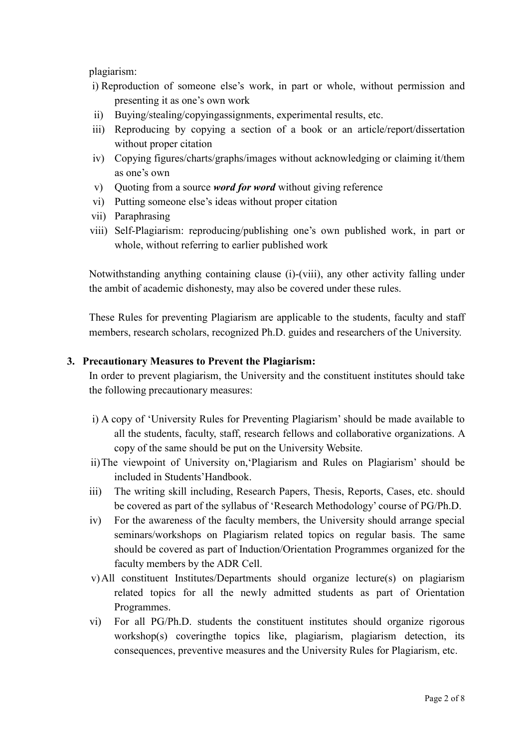plagiarism:

i) Reproduction of someone else's work, in part or whole, without permission and presenting it as one's own work
ii) Buying/stealing/copyingassignments, experimental results, etc.
iii) Reproducing by copying a section of a book or an article/report/dissertation without proper citation
iv) Copying figures/charts/graphs/images without acknowledging or claiming it/them as one's own
v) Quoting from a source ***word for word*** without giving reference
vi) Putting someone else's ideas without proper citation
vii) Paraphrasing
viii) Self-Plagiarism: reproducing/publishing one's own published work, in part or whole, without referring to earlier published work

Notwithstanding anything containing clause (i)-(viii), any other activity falling under the ambit of academic dishonesty, may also be covered under these rules.

These Rules for preventing Plagiarism are applicable to the students, faculty and staff members, research scholars, recognized Ph.D. guides and researchers of the University.

### 3. Precautionary Measures to Prevent the Plagiarism:

In order to prevent plagiarism, the University and the constituent institutes should take the following precautionary measures:

i) A copy of 'University Rules for Preventing Plagiarism' should be made available to all the students, faculty, staff, research fellows and collaborative organizations. A copy of the same should be put on the University Website.
ii) The viewpoint of University on,'Plagiarism and Rules on Plagiarism' should be included in Students'Handbook.
iii) The writing skill including, Research Papers, Thesis, Reports, Cases, etc. should be covered as part of the syllabus of 'Research Methodology' course of PG/Ph.D.
iv) For the awareness of the faculty members, the University should arrange special seminars/workshops on Plagiarism related topics on regular basis. The same should be covered as part of Induction/Orientation Programmes organized for the faculty members by the ADR Cell.
v) All constituent Institutes/Departments should organize lecture(s) on plagiarism related topics for all the newly admitted students as part of Orientation Programmes.
vi) For all PG/Ph.D. students the constituent institutes should organize rigorous workshop(s) coveringthe topics like, plagiarism, plagiarism detection, its consequences, preventive measures and the University Rules for Plagiarism, etc.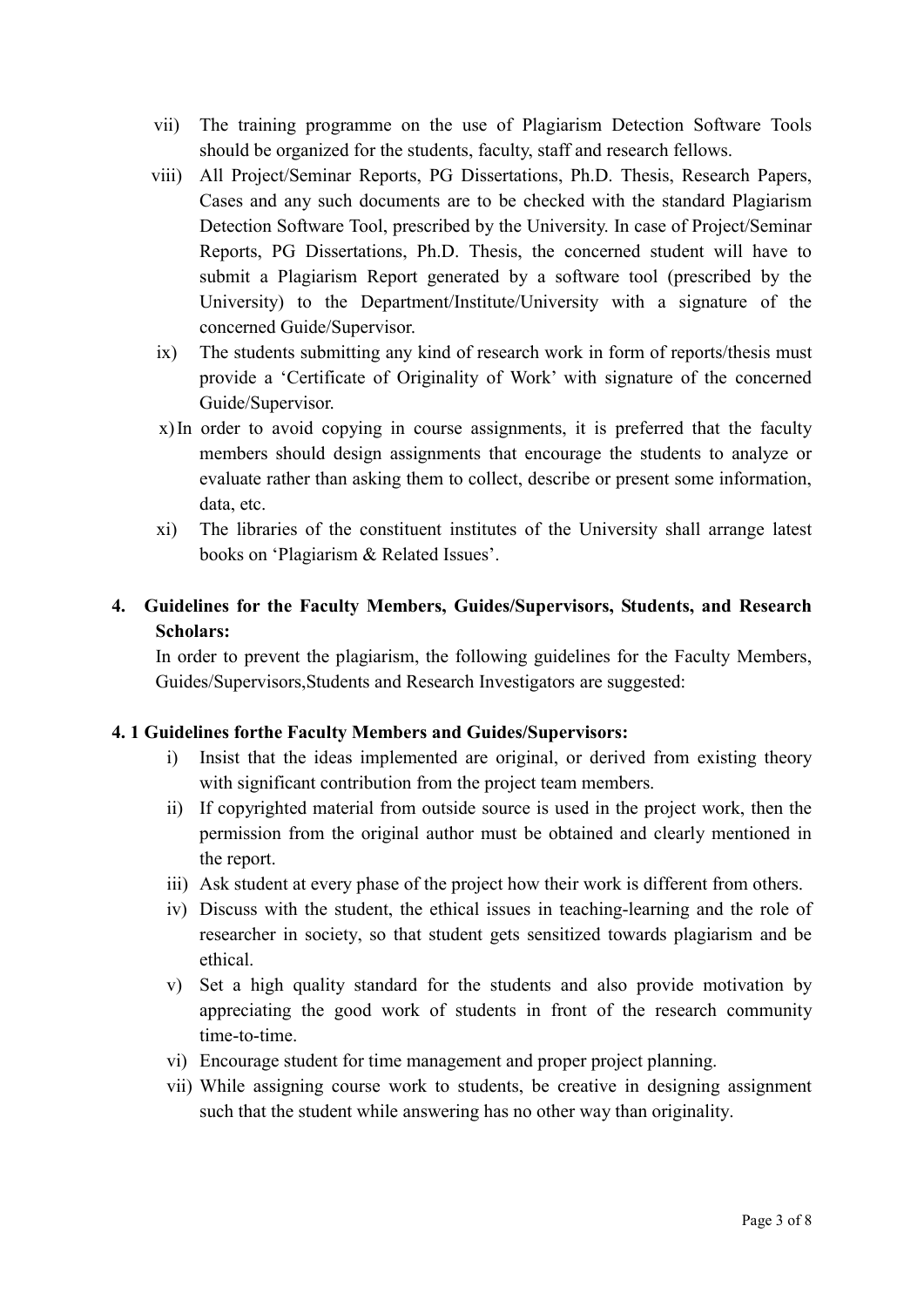vii) The training programme on the use of Plagiarism Detection Software Tools should be organized for the students, faculty, staff and research fellows.

viii) All Project/Seminar Reports, PG Dissertations, Ph.D. Thesis, Research Papers, Cases and any such documents are to be checked with the standard Plagiarism Detection Software Tool, prescribed by the University. In case of Project/Seminar Reports, PG Dissertations, Ph.D. Thesis, the concerned student will have to submit a Plagiarism Report generated by a software tool (prescribed by the University) to the Department/Institute/University with a signature of the concerned Guide/Supervisor.

ix) The students submitting any kind of research work in form of reports/thesis must provide a 'Certificate of Originality of Work' with signature of the concerned Guide/Supervisor.

x) In order to avoid copying in course assignments, it is preferred that the faculty members should design assignments that encourage the students to analyze or evaluate rather than asking them to collect, describe or present some information, data, etc.

xi) The libraries of the constituent institutes of the University shall arrange latest books on 'Plagiarism & Related Issues'.

## 4. Guidelines for the Faculty Members, Guides/Supervisors, Students, and Research Scholars:

In order to prevent the plagiarism, the following guidelines for the Faculty Members, Guides/Supervisors,Students and Research Investigators are suggested:

### 4. 1 Guidelines forthe Faculty Members and Guides/Supervisors:

i) Insist that the ideas implemented are original, or derived from existing theory with significant contribution from the project team members.

ii) If copyrighted material from outside source is used in the project work, then the permission from the original author must be obtained and clearly mentioned in the report.

iii) Ask student at every phase of the project how their work is different from others.

iv) Discuss with the student, the ethical issues in teaching-learning and the role of researcher in society, so that student gets sensitized towards plagiarism and be ethical.

v) Set a high quality standard for the students and also provide motivation by appreciating the good work of students in front of the research community time-to-time.

vi) Encourage student for time management and proper project planning.

vii) While assigning course work to students, be creative in designing assignment such that the student while answering has no other way than originality.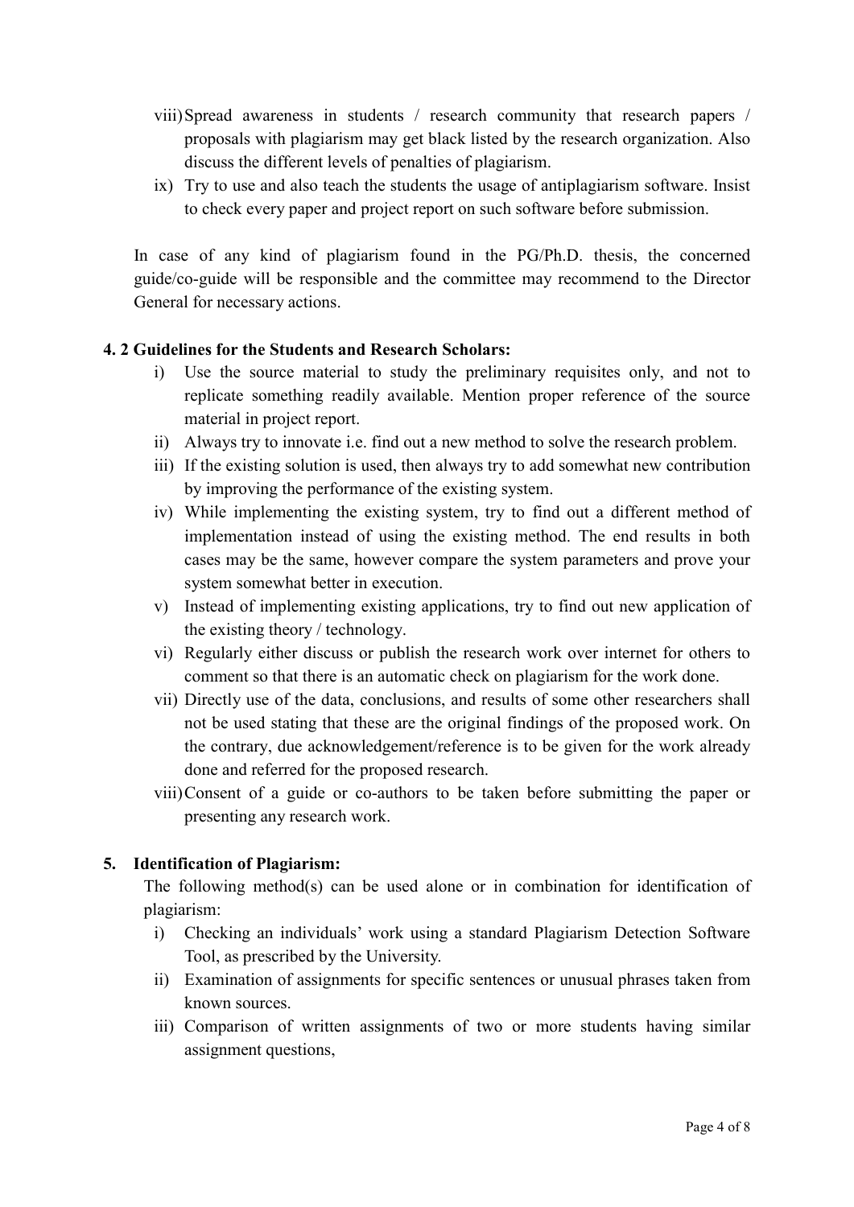viii) Spread awareness in students / research community that research papers / proposals with plagiarism may get black listed by the research organization. Also discuss the different levels of penalties of plagiarism.

ix) Try to use and also teach the students the usage of antiplagiarism software. Insist to check every paper and project report on such software before submission.

In case of any kind of plagiarism found in the PG/Ph.D. thesis, the concerned guide/co-guide will be responsible and the committee may recommend to the Director General for necessary actions.

**4. 2 Guidelines for the Students and Research Scholars:**

i) Use the source material to study the preliminary requisites only, and not to replicate something readily available. Mention proper reference of the source material in project report.

ii) Always try to innovate i.e. find out a new method to solve the research problem.

iii) If the existing solution is used, then always try to add somewhat new contribution by improving the performance of the existing system.

iv) While implementing the existing system, try to find out a different method of implementation instead of using the existing method. The end results in both cases may be the same, however compare the system parameters and prove your system somewhat better in execution.

v) Instead of implementing existing applications, try to find out new application of the existing theory / technology.

vi) Regularly either discuss or publish the research work over internet for others to comment so that there is an automatic check on plagiarism for the work done.

vii) Directly use of the data, conclusions, and results of some other researchers shall not be used stating that these are the original findings of the proposed work. On the contrary, due acknowledgement/reference is to be given for the work already done and referred for the proposed research.

viii) Consent of a guide or co-authors to be taken before submitting the paper or presenting any research work.

**5. Identification of Plagiarism:**

The following method(s) can be used alone or in combination for identification of plagiarism:

i) Checking an individuals' work using a standard Plagiarism Detection Software Tool, as prescribed by the University.

ii) Examination of assignments for specific sentences or unusual phrases taken from known sources.

iii) Comparison of written assignments of two or more students having similar assignment questions,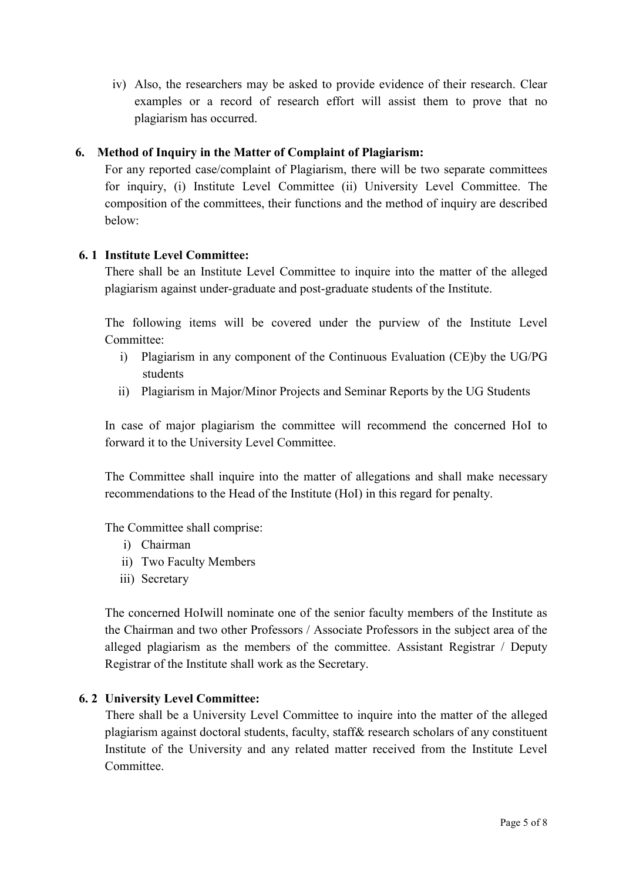iv) Also, the researchers may be asked to provide evidence of their research. Clear examples or a record of research effort will assist them to prove that no plagiarism has occurred.

## 6. Method of Inquiry in the Matter of Complaint of Plagiarism:

For any reported case/complaint of Plagiarism, there will be two separate committees for inquiry, (i) Institute Level Committee (ii) University Level Committee. The composition of the committees, their functions and the method of inquiry are described below:

### 6. 1 Institute Level Committee:

There shall be an Institute Level Committee to inquire into the matter of the alleged plagiarism against under-graduate and post-graduate students of the Institute.

The following items will be covered under the purview of the Institute Level Committee:

i) Plagiarism in any component of the Continuous Evaluation (CE)by the UG/PG students

ii) Plagiarism in Major/Minor Projects and Seminar Reports by the UG Students

In case of major plagiarism the committee will recommend the concerned HoI to forward it to the University Level Committee.

The Committee shall inquire into the matter of allegations and shall make necessary recommendations to the Head of the Institute (HoI) in this regard for penalty.

The Committee shall comprise:

i) Chairman

ii) Two Faculty Members

iii) Secretary

The concerned HoIwill nominate one of the senior faculty members of the Institute as the Chairman and two other Professors / Associate Professors in the subject area of the alleged plagiarism as the members of the committee. Assistant Registrar / Deputy Registrar of the Institute shall work as the Secretary.

### 6. 2 University Level Committee:

There shall be a University Level Committee to inquire into the matter of the alleged plagiarism against doctoral students, faculty, staff& research scholars of any constituent Institute of the University and any related matter received from the Institute Level Committee.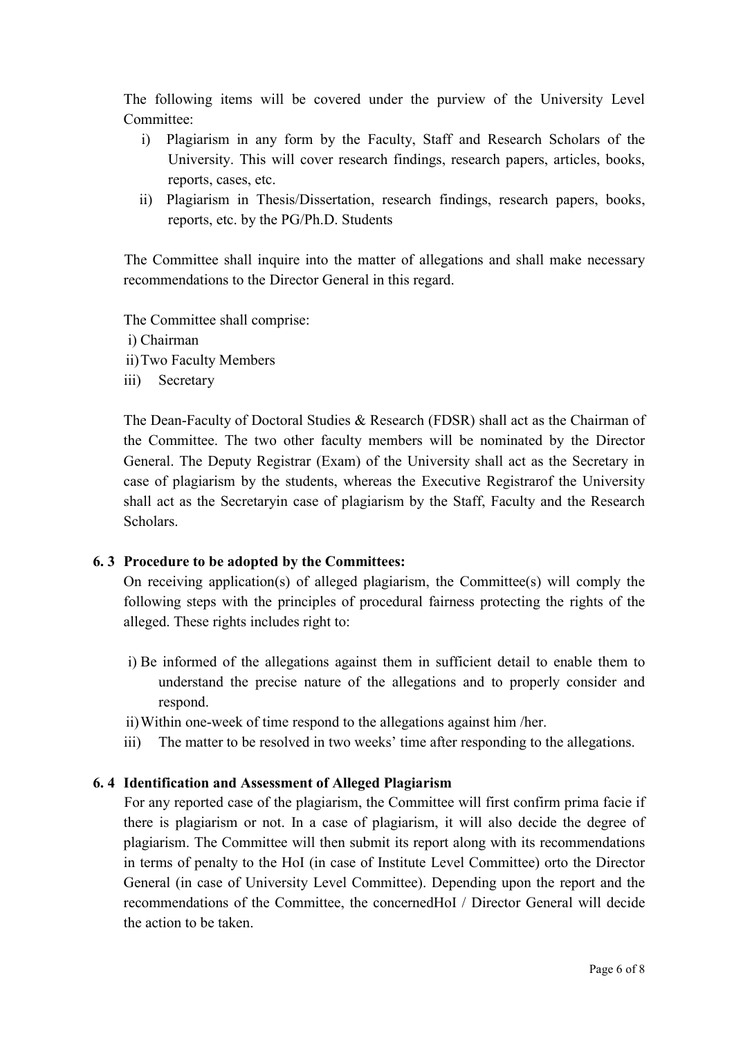The following items will be covered under the purview of the University Level Committee:

i) Plagiarism in any form by the Faculty, Staff and Research Scholars of the University. This will cover research findings, research papers, articles, books, reports, cases, etc.

ii) Plagiarism in Thesis/Dissertation, research findings, research papers, books, reports, etc. by the PG/Ph.D. Students

The Committee shall inquire into the matter of allegations and shall make necessary recommendations to the Director General in this regard.

The Committee shall comprise:

i) Chairman
ii) Two Faculty Members
iii) Secretary

The Dean-Faculty of Doctoral Studies & Research (FDSR) shall act as the Chairman of the Committee. The two other faculty members will be nominated by the Director General. The Deputy Registrar (Exam) of the University shall act as the Secretary in case of plagiarism by the students, whereas the Executive Registrarof the University shall act as the Secretaryin case of plagiarism by the Staff, Faculty and the Research Scholars.

### 6. 3 Procedure to be adopted by the Committees:

On receiving application(s) of alleged plagiarism, the Committee(s) will comply the following steps with the principles of procedural fairness protecting the rights of the alleged. These rights includes right to:

i) Be informed of the allegations against them in sufficient detail to enable them to understand the precise nature of the allegations and to properly consider and respond.

ii) Within one-week of time respond to the allegations against him /her.

iii) The matter to be resolved in two weeks' time after responding to the allegations.

### 6. 4 Identification and Assessment of Alleged Plagiarism

For any reported case of the plagiarism, the Committee will first confirm prima facie if there is plagiarism or not. In a case of plagiarism, it will also decide the degree of plagiarism. The Committee will then submit its report along with its recommendations in terms of penalty to the HoI (in case of Institute Level Committee) orto the Director General (in case of University Level Committee). Depending upon the report and the recommendations of the Committee, the concernedHoI / Director General will decide the action to be taken.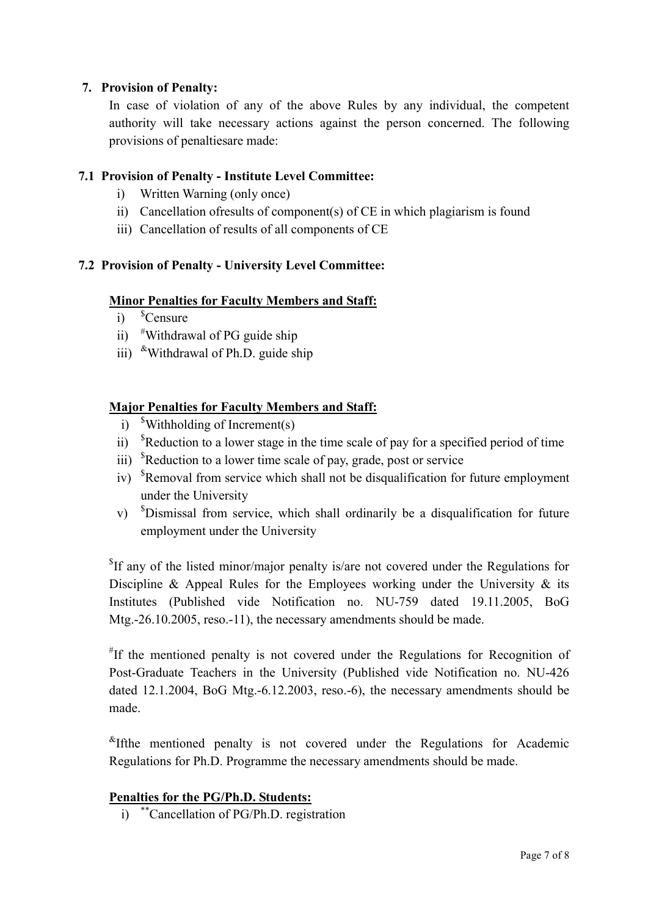## 7. Provision of Penalty:

In case of violation of any of the above Rules by any individual, the competent authority will take necessary actions against the person concerned. The following provisions of penaltiesare made:

### 7.1 Provision of Penalty - Institute Level Committee:

i) Written Warning (only once)
ii) Cancellation ofresults of component(s) of CE in which plagiarism is found
iii) Cancellation of results of all components of CE

### 7.2 Provision of Penalty - University Level Committee:

**Minor Penalties for Faculty Members and Staff:**

i) [$]Censure
ii) [#]Withdrawal of PG guide ship
iii) [&]Withdrawal of Ph.D. guide ship

**Major Penalties for Faculty Members and Staff:**

i) [$]Withholding of Increment(s)
ii) [$]Reduction to a lower stage in the time scale of pay for a specified period of time
iii) [$]Reduction to a lower time scale of pay, grade, post or service
iv) [$]Removal from service which shall not be disqualification for future employment under the University
v) [$]Dismissal from service, which shall ordinarily be a disqualification for future employment under the University

[$]If any of the listed minor/major penalty is/are not covered under the Regulations for Discipline & Appeal Rules for the Employees working under the University & its Institutes (Published vide Notification no. NU-759 dated 19.11.2005, BoG Mtg.-26.10.2005, reso.-11), the necessary amendments should be made.

[#]If the mentioned penalty is not covered under the Regulations for Recognition of Post-Graduate Teachers in the University (Published vide Notification no. NU-426 dated 12.1.2004, BoG Mtg.-6.12.2003, reso.-6), the necessary amendments should be made.

[&]Ifthe mentioned penalty is not covered under the Regulations for Academic Regulations for Ph.D. Programme the necessary amendments should be made.

**Penalties for the PG/Ph.D. Students:**

i) [**]Cancellation of PG/Ph.D. registration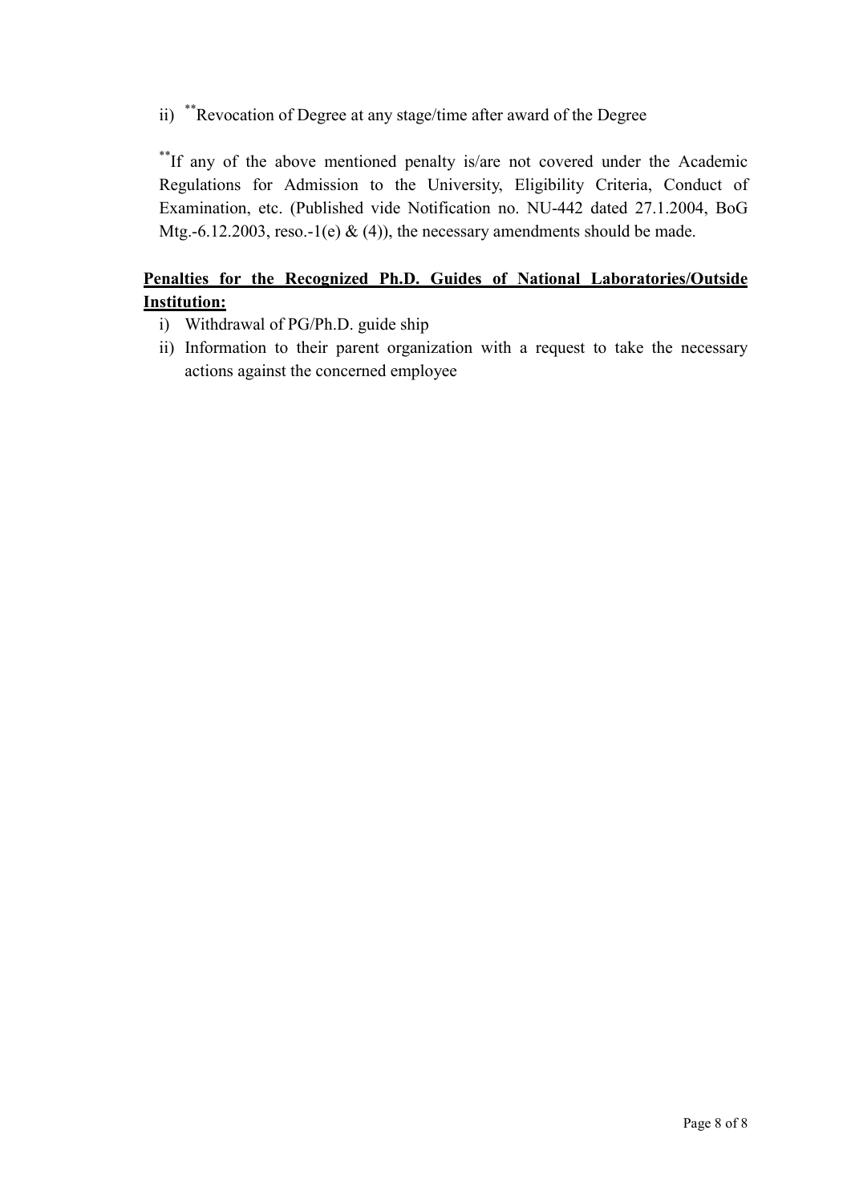ii) **Revocation of Degree at any stage/time after award of the Degree

**If any of the above mentioned penalty is/are not covered under the Academic Regulations for Admission to the University, Eligibility Criteria, Conduct of Examination, etc. (Published vide Notification no. NU-442 dated 27.1.2004, BoG Mtg.-6.12.2003, reso.-1(e) & (4)), the necessary amendments should be made.

**Penalties for the Recognized Ph.D. Guides of National Laboratories/Outside Institution:**

i) Withdrawal of PG/Ph.D. guide ship
ii) Information to their parent organization with a request to take the necessary actions against the concerned employee